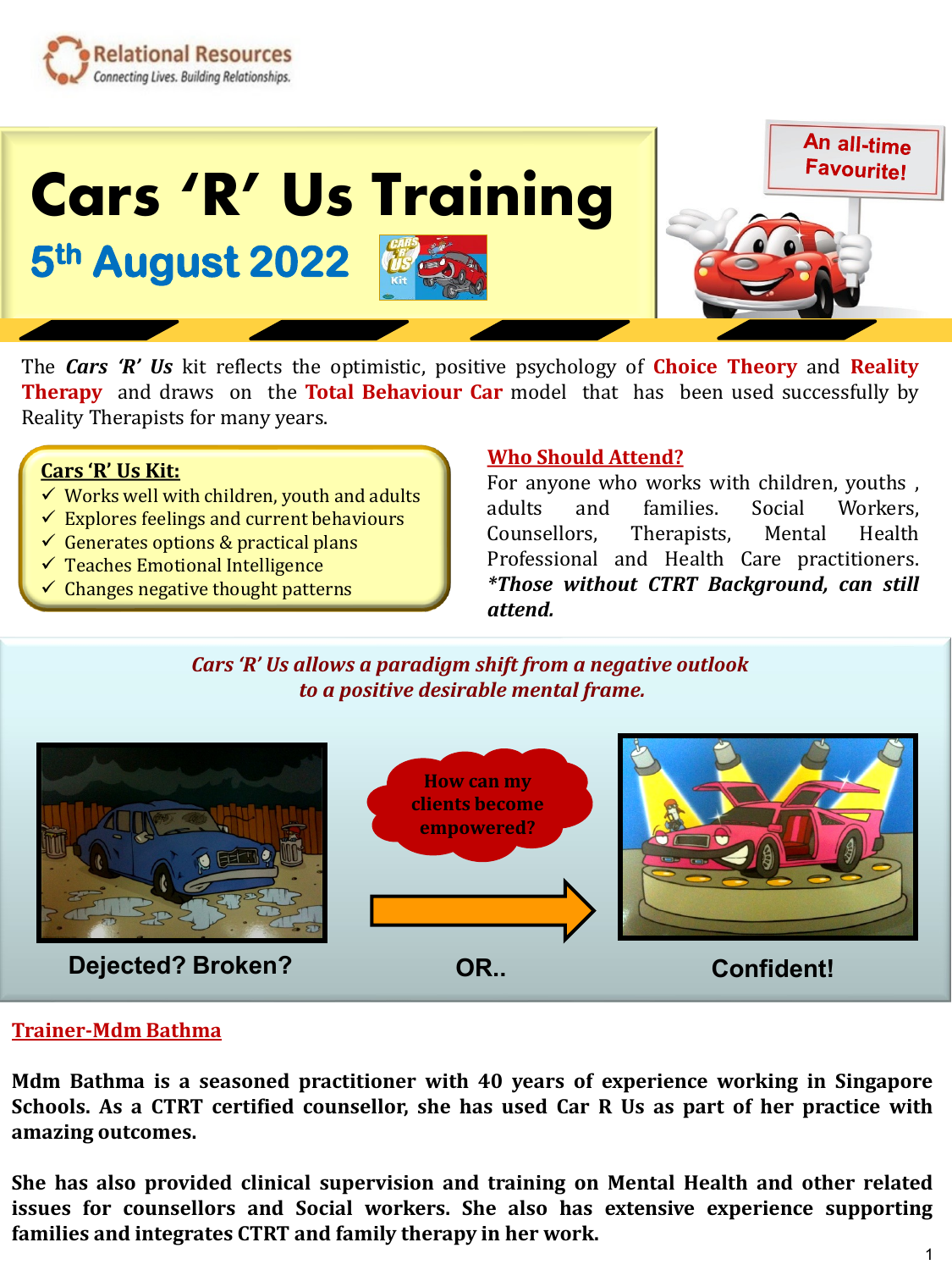Relational Resources
Connecting Lives. Building Relationships.

# Cars 'R' Us Training

## 5th August 2022

An all-time Favourite!

The ***Cars 'R' Us*** kit reflects the optimistic, positive psychology of **Choice Theory** and **Reality Therapy** and draws on the **Total Behaviour Car** model that has been used successfully by Reality Therapists for many years.

**Cars 'R' Us Kit:**

- ✓ Works well with children, youth and adults
- ✓ Explores feelings and current behaviours
- ✓ Generates options & practical plans
- ✓ Teaches Emotional Intelligence
- ✓ Changes negative thought patterns

### Who Should Attend?

For anyone who works with children, youths , adults and families. Social Workers, Counsellors, Therapists, Mental Health Professional and Health Care practitioners. ***\*Those without CTRT Background, can still attend.***

*Cars 'R' Us allows a paradigm shift from a negative outlook to a positive desirable mental frame.*

**Dejected? Broken?** — How can my clients become empowered? — **OR..** — **Confident!**

### Trainer-Mdm Bathma

**Mdm Bathma is a seasoned practitioner with 40 years of experience working in Singapore Schools. As a CTRT certified counsellor, she has used Car R Us as part of her practice with amazing outcomes.**

**She has also provided clinical supervision and training on Mental Health and other related issues for counsellors and Social workers. She also has extensive experience supporting families and integrates CTRT and family therapy in her work.**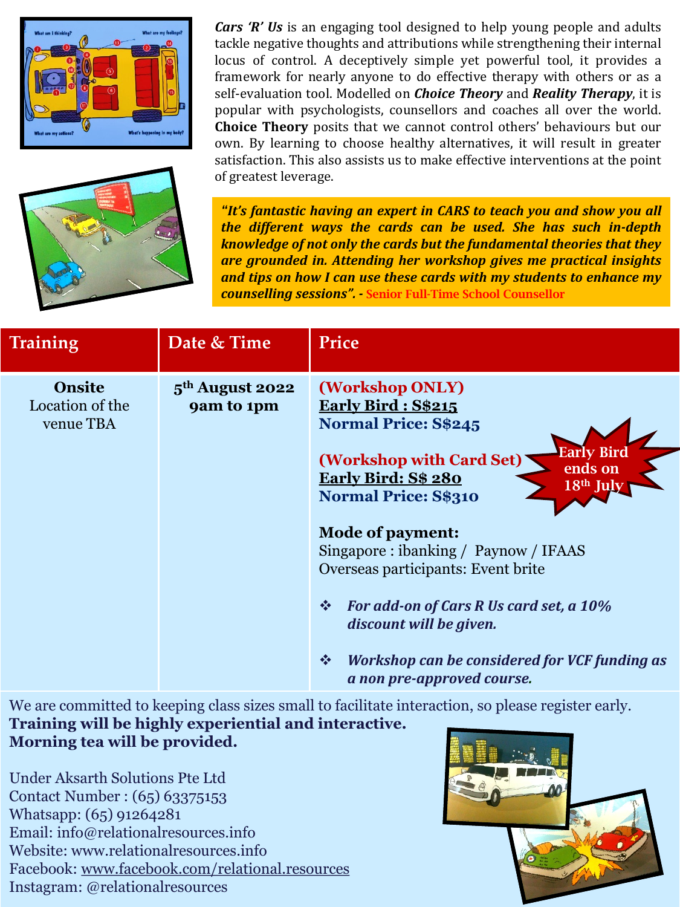***Cars 'R' Us*** is an engaging tool designed to help young people and adults tackle negative thoughts and attributions while strengthening their internal locus of control. A deceptively simple yet powerful tool, it provides a framework for nearly anyone to do effective therapy with others or as a self-evaluation tool. Modelled on ***Choice Theory*** and ***Reality Therapy***, it is popular with psychologists, counsellors and coaches all over the world. **Choice Theory** posits that we cannot control others' behaviours but our own. By learning to choose healthy alternatives, it will result in greater satisfaction. This also assists us to make effective interventions at the point of greatest leverage.

***"It's fantastic having an expert in CARS to teach you and show you all the different ways the cards can be used. She has such in-depth knowledge of not only the cards but the fundamental theories that they are grounded in. Attending her workshop gives me practical insights and tips on how I can use these cards with my students to enhance my counselling sessions". -*** **Senior Full-Time School Counsellor**

| Training | Date & Time | Price |
|---|---|---|
| **Onsite**<br>Location of the venue TBA | **5th August 2022**<br>**9am to 1pm** | **(Workshop ONLY)**<br>**Early Bird : S$215**<br>**Normal Price: S$245**<br><br>**(Workshop with Card Set)**<br>**Early Bird: S$ 280**<br>**Normal Price: S$310**<br><br>**Early Bird ends on 18th July**<br><br>**Mode of payment:**<br>Singapore : ibanking / Paynow / IFAAS<br>Overseas participants: Event brite<br><br>❖ ***For add-on of Cars R Us card set, a 10% discount will be given.***<br><br>❖ ***Workshop can be considered for VCF funding as a non pre-approved course.*** |

We are committed to keeping class sizes small to facilitate interaction, so please register early.
**Training will be highly experiential and interactive.**
**Morning tea will be provided.**

Under Aksarth Solutions Pte Ltd
Contact Number : (65) 63375153
Whatsapp: (65) 91264281
Email: info@relationalresources.info
Website: www.relationalresources.info
Facebook: www.facebook.com/relational.resources
Instagram: @relationalresources